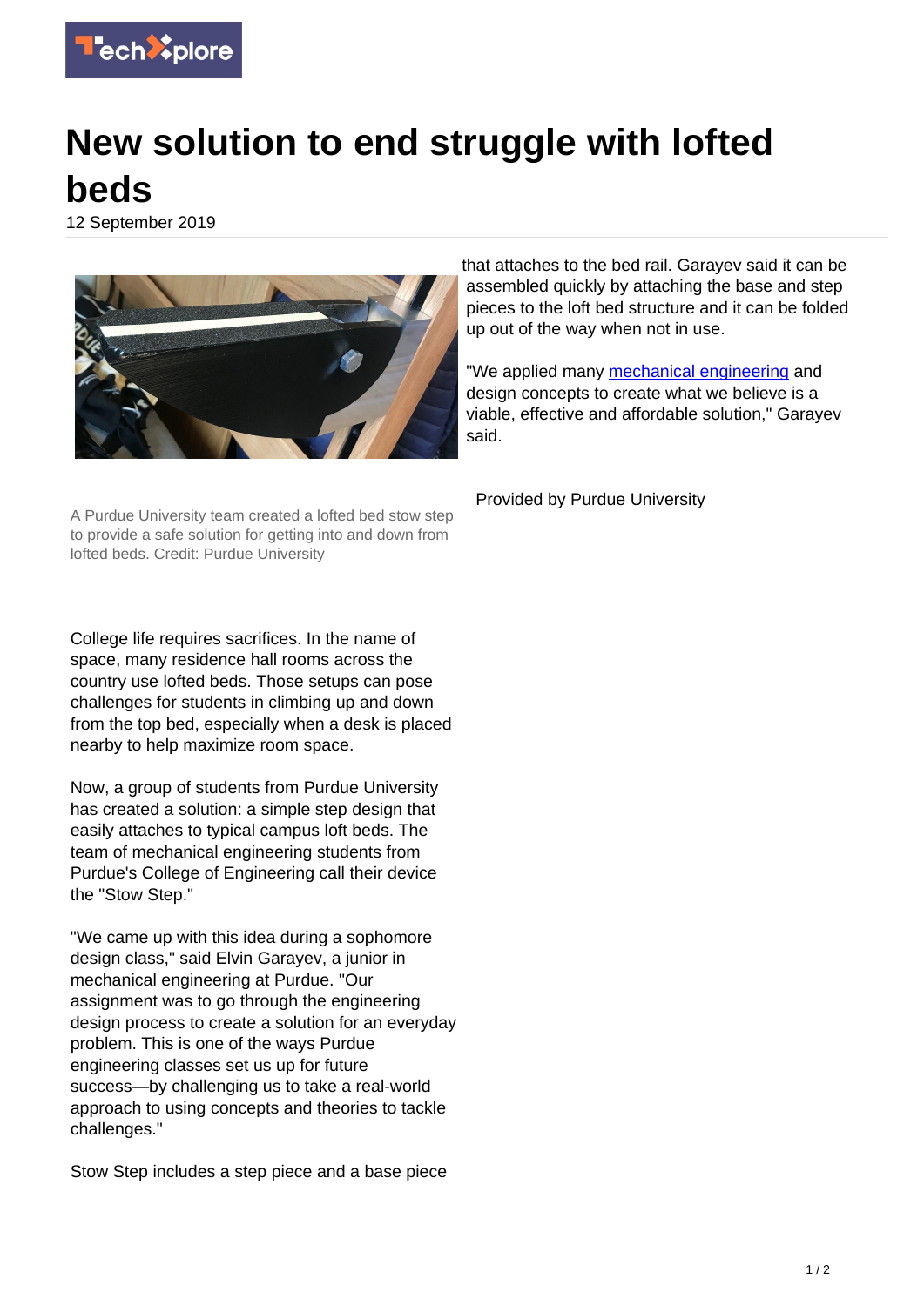# New solution to end struggle with lofted beds

12 September 2019

A Purdue University team created a lofted bed stow step to provide a safe solution for getting into and down from lofted beds. Credit: Purdue University

College life requires sacrifices. In the name of space, many residence hall rooms across the country use lofted beds. Those setups can pose challenges for students in climbing up and down from the top bed, especially when a desk is placed nearby to help maximize room space.

Now, a group of students from Purdue University has created a solution: a simple step design that easily attaches to typical campus loft beds. The team of mechanical engineering students from Purdue's College of Engineering call their device the "Stow Step."

"We came up with this idea during a sophomore design class," said Elvin Garayev, a junior in mechanical engineering at Purdue. "Our assignment was to go through the engineering design process to create a solution for an everyday problem. This is one of the ways Purdue engineering classes set us up for future success—by challenging us to take a real-world approach to using concepts and theories to tackle challenges."

Stow Step includes a step piece and a base piece that attaches to the bed rail. Garayev said it can be assembled quickly by attaching the base and step pieces to the loft bed structure and it can be folded up out of the way when not in use.

"We applied many mechanical engineering and design concepts to create what we believe is a viable, effective and affordable solution," Garayev said.

Provided by Purdue University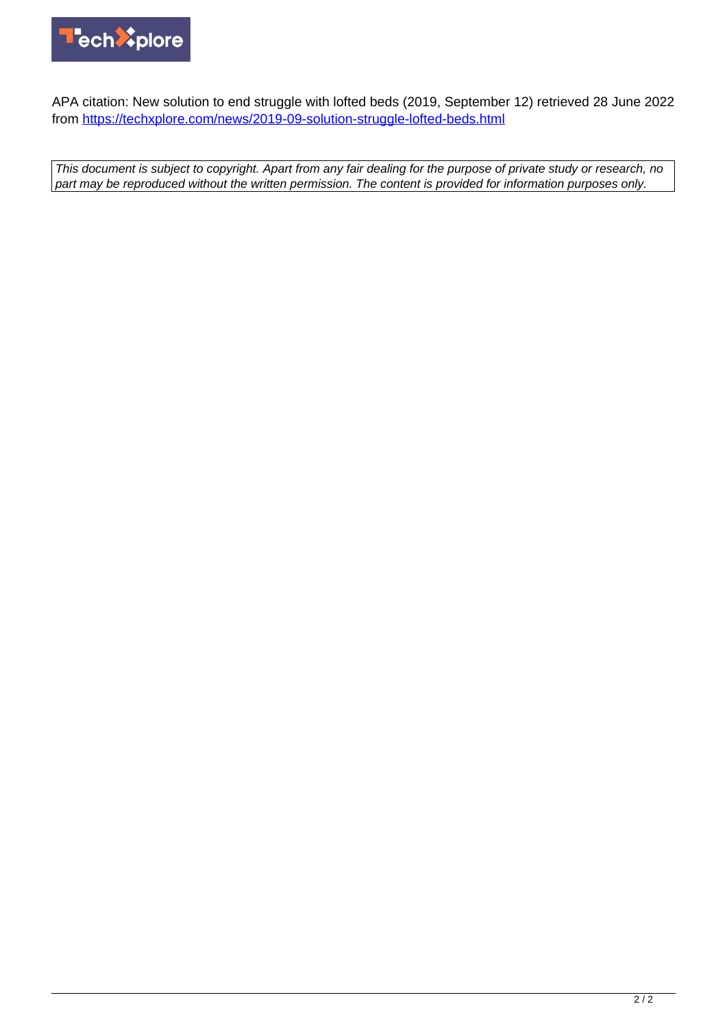APA citation: New solution to end struggle with lofted beds (2019, September 12) retrieved 28 June 2022 from https://techxplore.com/news/2019-09-solution-struggle-lofted-beds.html

*This document is subject to copyright. Apart from any fair dealing for the purpose of private study or research, no part may be reproduced without the written permission. The content is provided for information purposes only.*